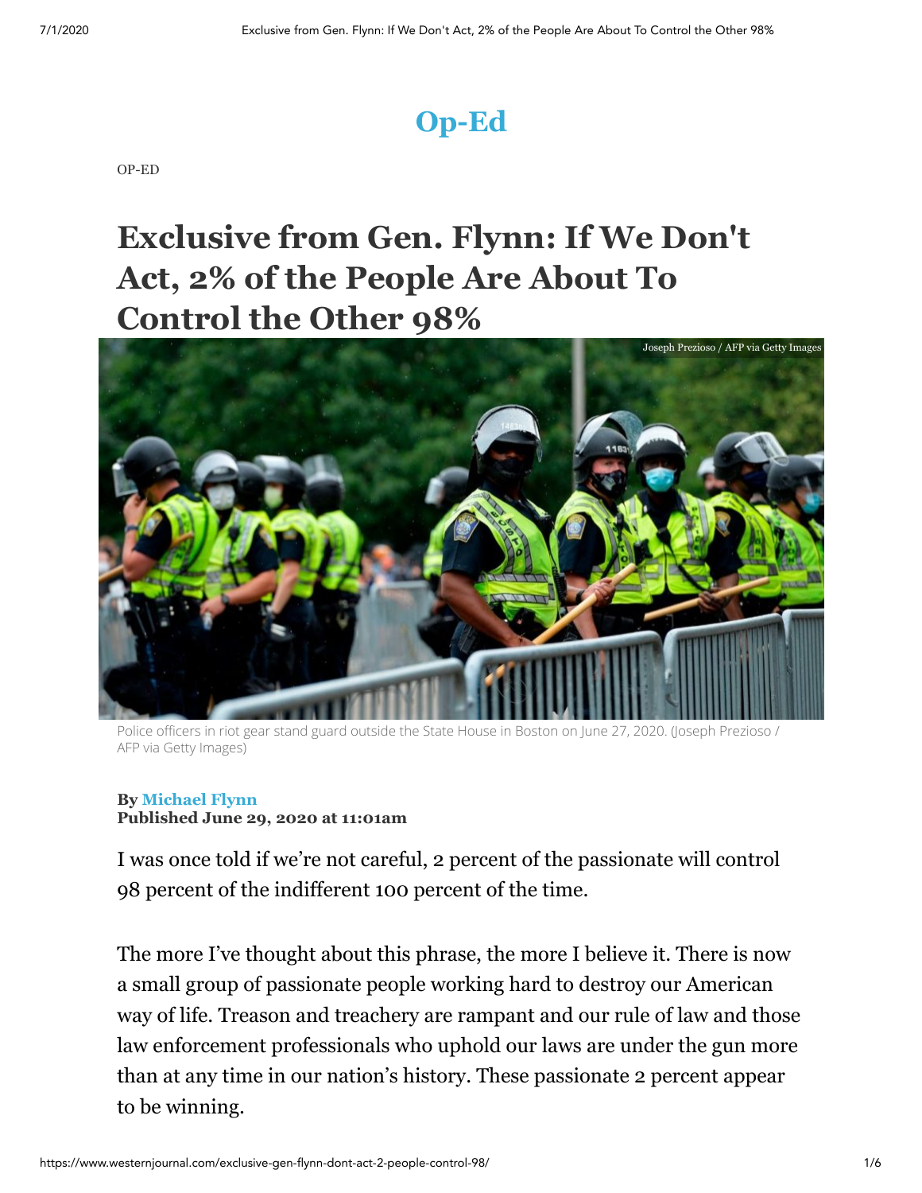# Op-Ed

OP-ED

## Exclusive from Gen. Flynn: If We Don't Act, 2% of the People Are About To Control the Other 98%

Joseph Prezioso / AFP via Getty Images

Police officers in riot gear stand guard outside the State House in Boston on June 27, 2020. (Joseph Prezioso / AFP via Getty Images)

**By Michael Flynn**
**Published June 29, 2020 at 11:01am**

I was once told if we're not careful, 2 percent of the passionate will control 98 percent of the indifferent 100 percent of the time.

The more I've thought about this phrase, the more I believe it. There is now a small group of passionate people working hard to destroy our American way of life. Treason and treachery are rampant and our rule of law and those law enforcement professionals who uphold our laws are under the gun more than at any time in our nation's history. These passionate 2 percent appear to be winning.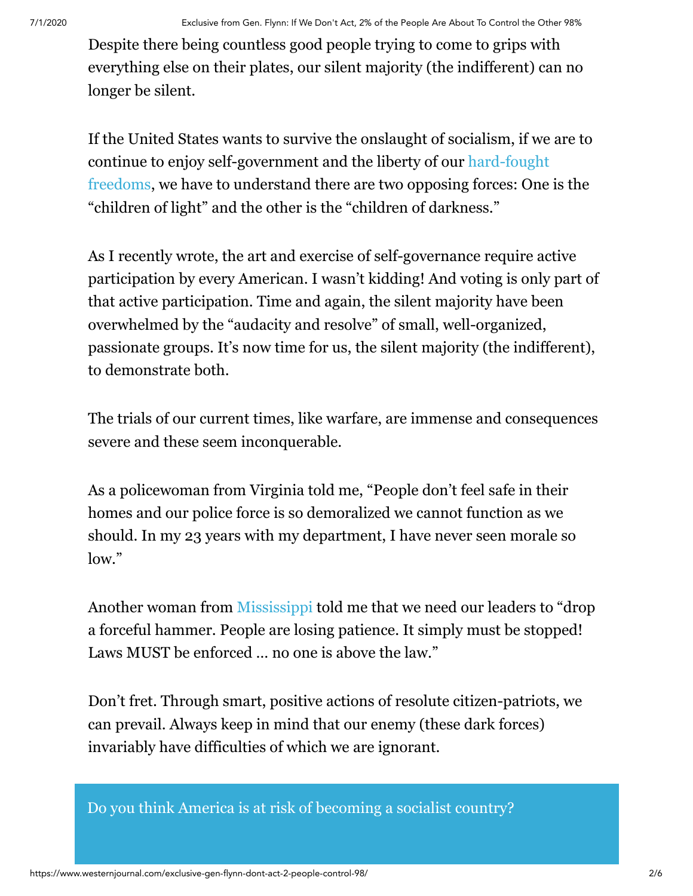Despite there being countless good people trying to come to grips with everything else on their plates, our silent majority (the indifferent) can no longer be silent.

If the United States wants to survive the onslaught of socialism, if we are to continue to enjoy self-government and the liberty of our hard-fought freedoms, we have to understand there are two opposing forces: One is the "children of light" and the other is the "children of darkness."

As I recently wrote, the art and exercise of self-governance require active participation by every American. I wasn't kidding! And voting is only part of that active participation. Time and again, the silent majority have been overwhelmed by the "audacity and resolve" of small, well-organized, passionate groups. It's now time for us, the silent majority (the indifferent), to demonstrate both.

The trials of our current times, like warfare, are immense and consequences severe and these seem inconquerable.

As a policewoman from Virginia told me, "People don't feel safe in their homes and our police force is so demoralized we cannot function as we should. In my 23 years with my department, I have never seen morale so low."

Another woman from Mississippi told me that we need our leaders to "drop a forceful hammer. People are losing patience. It simply must be stopped! Laws MUST be enforced … no one is above the law."

Don't fret. Through smart, positive actions of resolute citizen-patriots, we can prevail. Always keep in mind that our enemy (these dark forces) invariably have difficulties of which we are ignorant.

Do you think America is at risk of becoming a socialist country?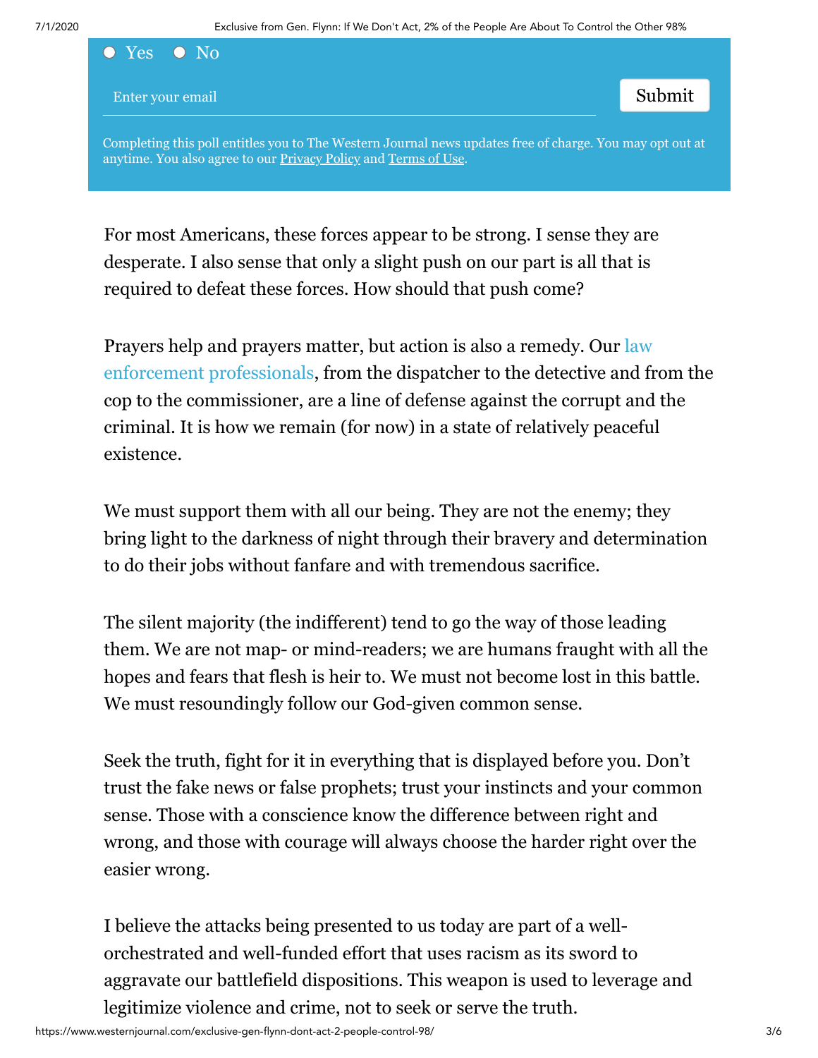○ Yes ○ No

Enter your email

Submit

Completing this poll entitles you to The Western Journal news updates free of charge. You may opt out at anytime. You also agree to our Privacy Policy and Terms of Use.

For most Americans, these forces appear to be strong. I sense they are desperate. I also sense that only a slight push on our part is all that is required to defeat these forces. How should that push come?

Prayers help and prayers matter, but action is also a remedy. Our law enforcement professionals, from the dispatcher to the detective and from the cop to the commissioner, are a line of defense against the corrupt and the criminal. It is how we remain (for now) in a state of relatively peaceful existence.

We must support them with all our being. They are not the enemy; they bring light to the darkness of night through their bravery and determination to do their jobs without fanfare and with tremendous sacrifice.

The silent majority (the indifferent) tend to go the way of those leading them. We are not map- or mind-readers; we are humans fraught with all the hopes and fears that flesh is heir to. We must not become lost in this battle. We must resoundingly follow our God-given common sense.

Seek the truth, fight for it in everything that is displayed before you. Don't trust the fake news or false prophets; trust your instincts and your common sense. Those with a conscience know the difference between right and wrong, and those with courage will always choose the harder right over the easier wrong.

I believe the attacks being presented to us today are part of a well-orchestrated and well-funded effort that uses racism as its sword to aggravate our battlefield dispositions. This weapon is used to leverage and legitimize violence and crime, not to seek or serve the truth.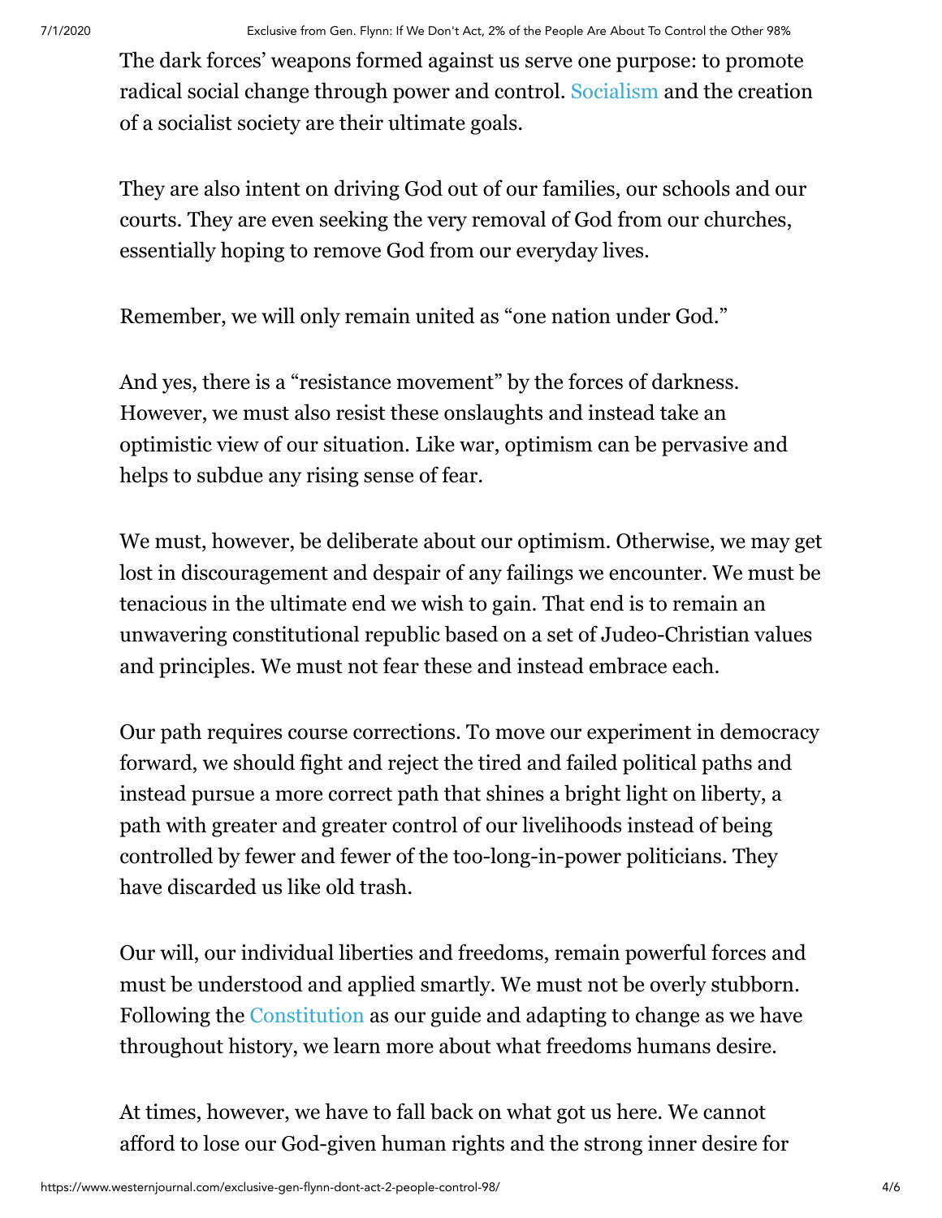The dark forces' weapons formed against us serve one purpose: to promote radical social change through power and control. Socialism and the creation of a socialist society are their ultimate goals.

They are also intent on driving God out of our families, our schools and our courts. They are even seeking the very removal of God from our churches, essentially hoping to remove God from our everyday lives.

Remember, we will only remain united as "one nation under God."

And yes, there is a "resistance movement" by the forces of darkness. However, we must also resist these onslaughts and instead take an optimistic view of our situation. Like war, optimism can be pervasive and helps to subdue any rising sense of fear.

We must, however, be deliberate about our optimism. Otherwise, we may get lost in discouragement and despair of any failings we encounter. We must be tenacious in the ultimate end we wish to gain. That end is to remain an unwavering constitutional republic based on a set of Judeo-Christian values and principles. We must not fear these and instead embrace each.

Our path requires course corrections. To move our experiment in democracy forward, we should fight and reject the tired and failed political paths and instead pursue a more correct path that shines a bright light on liberty, a path with greater and greater control of our livelihoods instead of being controlled by fewer and fewer of the too-long-in-power politicians. They have discarded us like old trash.

Our will, our individual liberties and freedoms, remain powerful forces and must be understood and applied smartly. We must not be overly stubborn. Following the Constitution as our guide and adapting to change as we have throughout history, we learn more about what freedoms humans desire.

At times, however, we have to fall back on what got us here. We cannot afford to lose our God-given human rights and the strong inner desire for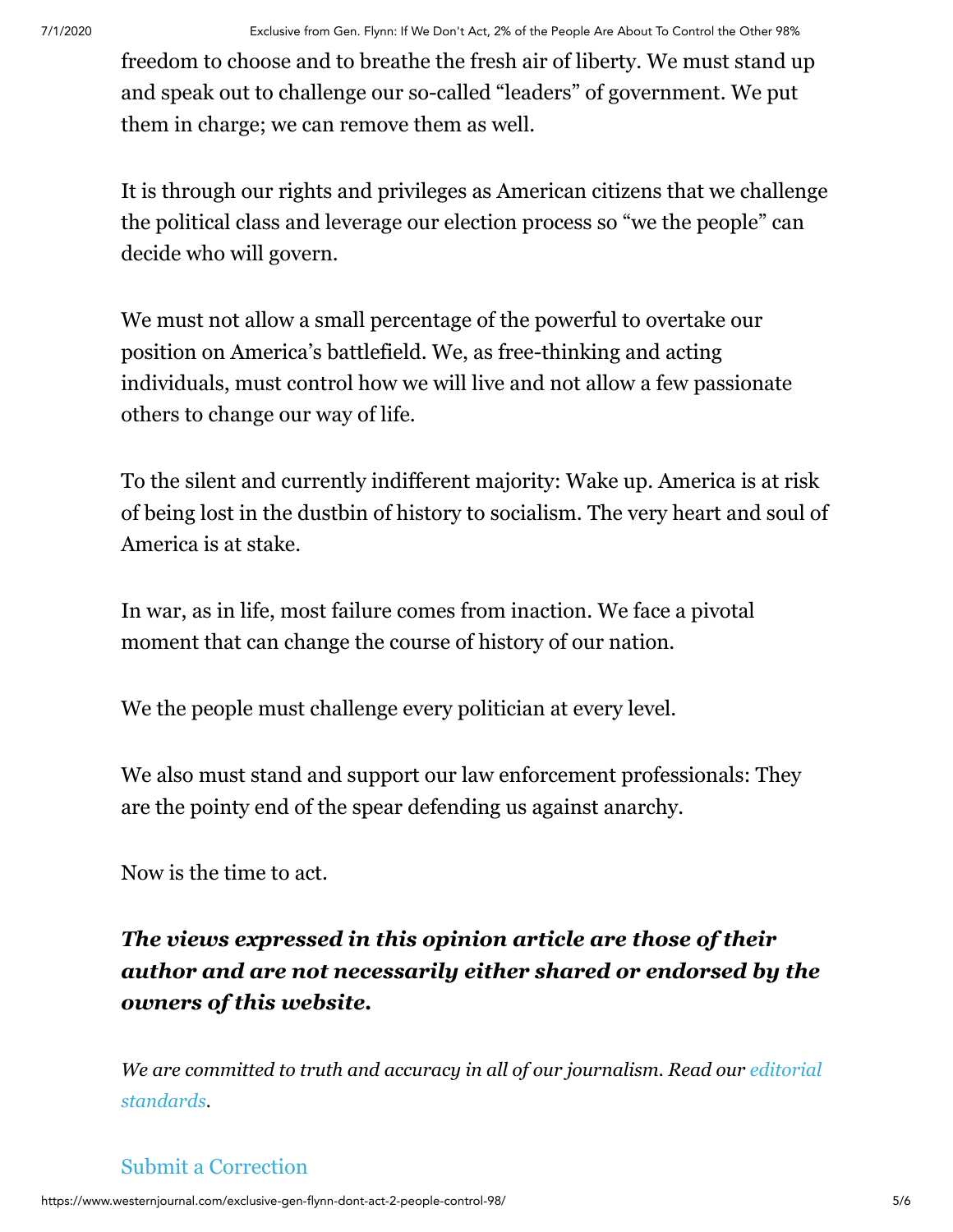freedom to choose and to breathe the fresh air of liberty. We must stand up and speak out to challenge our so-called "leaders" of government. We put them in charge; we can remove them as well.

It is through our rights and privileges as American citizens that we challenge the political class and leverage our election process so "we the people" can decide who will govern.

We must not allow a small percentage of the powerful to overtake our position on America's battlefield. We, as free-thinking and acting individuals, must control how we will live and not allow a few passionate others to change our way of life.

To the silent and currently indifferent majority: Wake up. America is at risk of being lost in the dustbin of history to socialism. The very heart and soul of America is at stake.

In war, as in life, most failure comes from inaction. We face a pivotal moment that can change the course of history of our nation.

We the people must challenge every politician at every level.

We also must stand and support our law enforcement professionals: They are the pointy end of the spear defending us against anarchy.

Now is the time to act.

***The views expressed in this opinion article are those of their author and are not necessarily either shared or endorsed by the owners of this website.***

*We are committed to truth and accuracy in all of our journalism. Read our editorial standards.*

Submit a Correction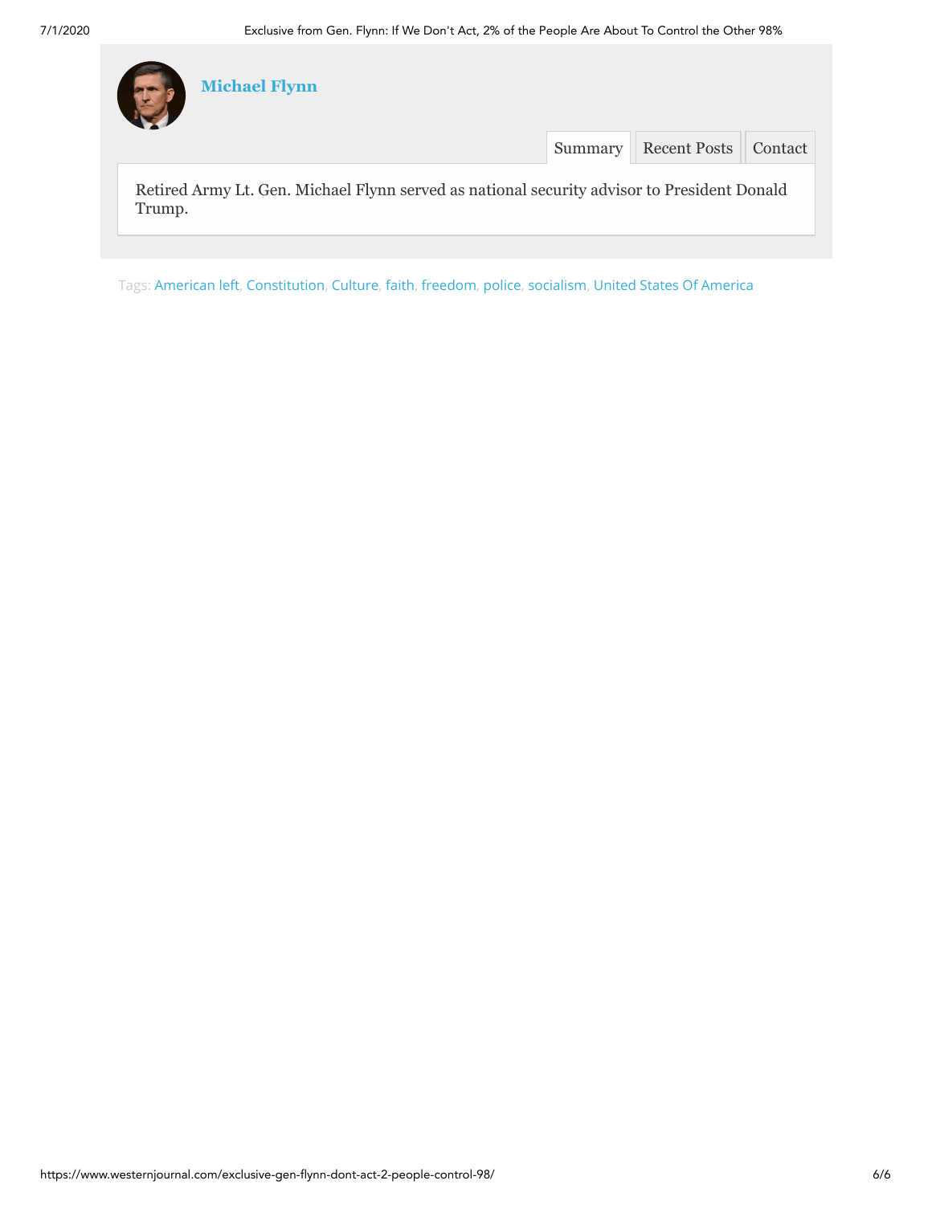**Michael Flynn**

Summary | Recent Posts | Contact

Retired Army Lt. Gen. Michael Flynn served as national security advisor to President Donald Trump.

Tags: American left, Constitution, Culture, faith, freedom, police, socialism, United States Of America